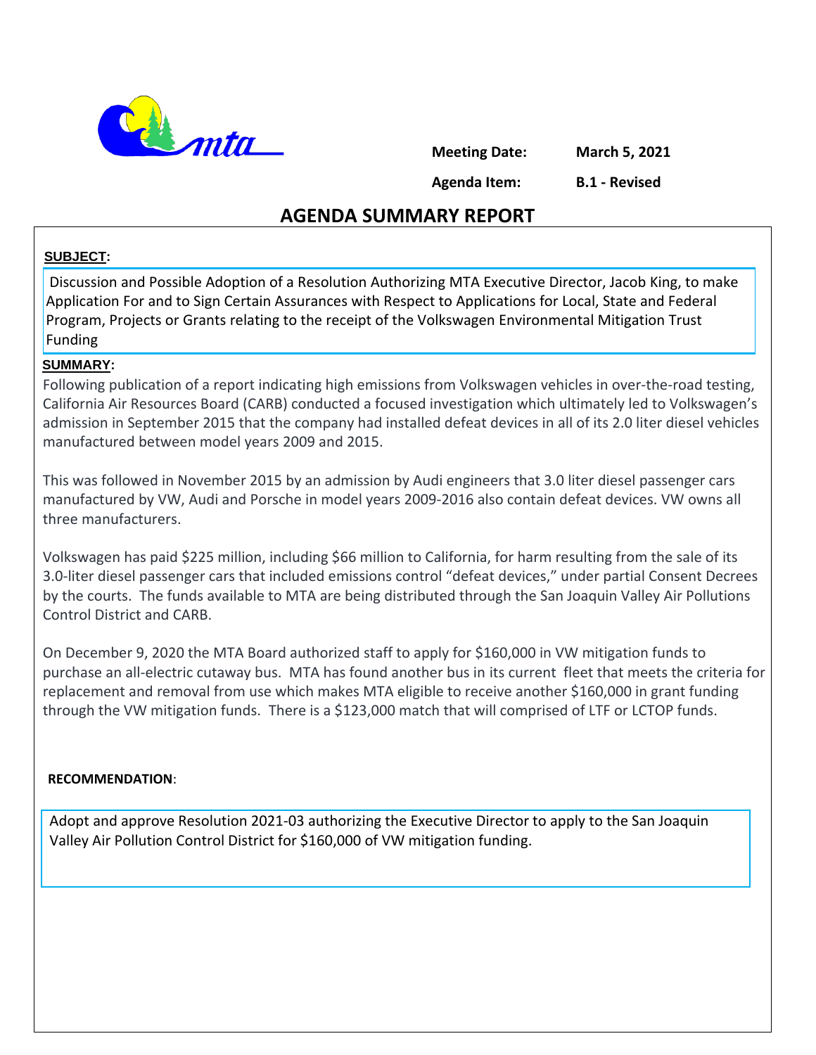**Meeting Date:** March 5, 2021

**Agenda Item:** B.1 - Revised

# AGENDA SUMMARY REPORT

**SUBJECT:**

Discussion and Possible Adoption of a Resolution Authorizing MTA Executive Director, Jacob King, to make Application For and to Sign Certain Assurances with Respect to Applications for Local, State and Federal Program, Projects or Grants relating to the receipt of the Volkswagen Environmental Mitigation Trust Funding

**SUMMARY:**

Following publication of a report indicating high emissions from Volkswagen vehicles in over-the-road testing, California Air Resources Board (CARB) conducted a focused investigation which ultimately led to Volkswagen's admission in September 2015 that the company had installed defeat devices in all of its 2.0 liter diesel vehicles manufactured between model years 2009 and 2015.

This was followed in November 2015 by an admission by Audi engineers that 3.0 liter diesel passenger cars manufactured by VW, Audi and Porsche in model years 2009-2016 also contain defeat devices. VW owns all three manufacturers.

Volkswagen has paid $225 million, including $66 million to California, for harm resulting from the sale of its 3.0-liter diesel passenger cars that included emissions control "defeat devices," under partial Consent Decrees by the courts. The funds available to MTA are being distributed through the San Joaquin Valley Air Pollutions Control District and CARB.

On December 9, 2020 the MTA Board authorized staff to apply for $160,000 in VW mitigation funds to purchase an all-electric cutaway bus. MTA has found another bus in its current fleet that meets the criteria for replacement and removal from use which makes MTA eligible to receive another $160,000 in grant funding through the VW mitigation funds. There is a $123,000 match that will comprised of LTF or LCTOP funds.

**RECOMMENDATION:**

Adopt and approve Resolution 2021-03 authorizing the Executive Director to apply to the San Joaquin Valley Air Pollution Control District for $160,000 of VW mitigation funding.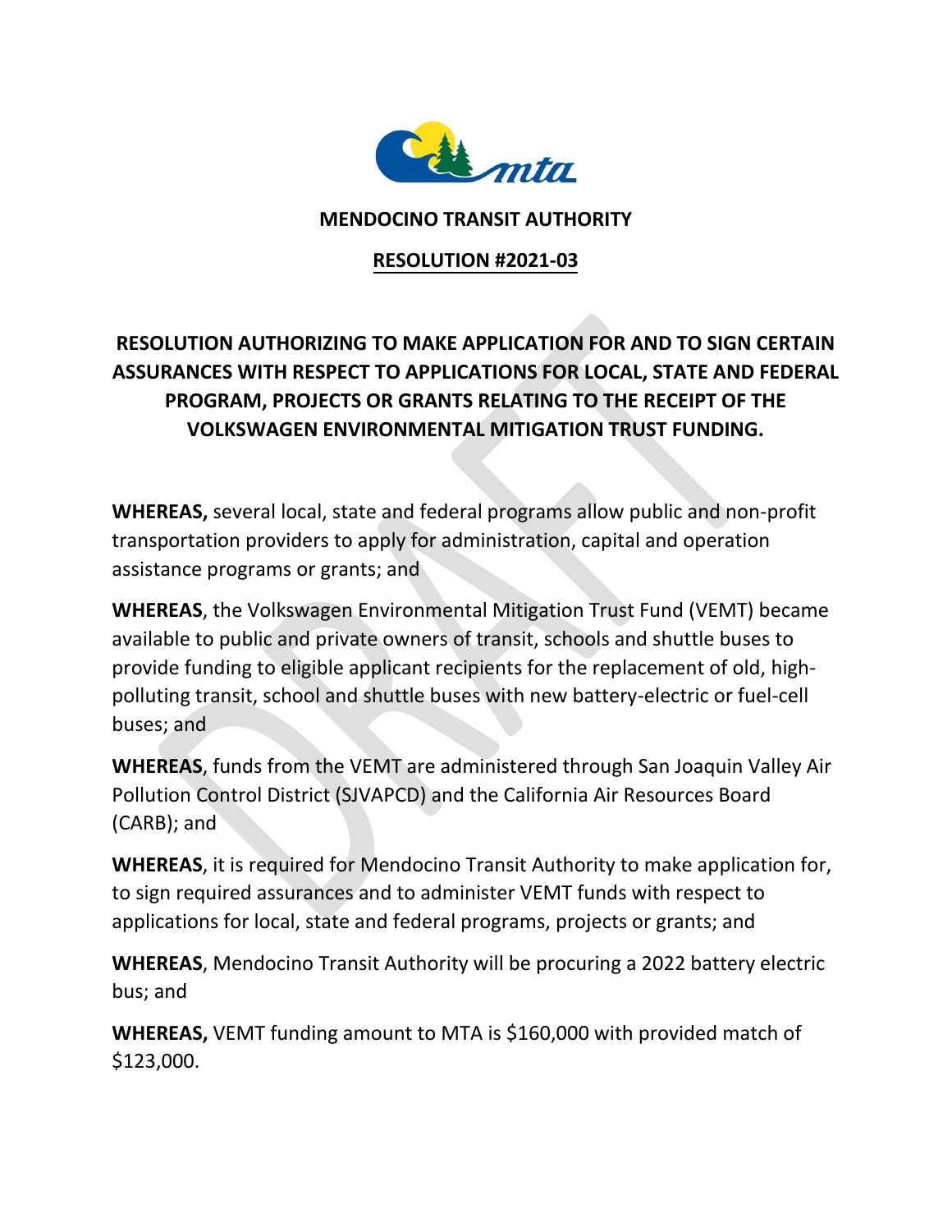**MENDOCINO TRANSIT AUTHORITY**

**RESOLUTION #2021-03**

**RESOLUTION AUTHORIZING TO MAKE APPLICATION FOR AND TO SIGN CERTAIN ASSURANCES WITH RESPECT TO APPLICATIONS FOR LOCAL, STATE AND FEDERAL PROGRAM, PROJECTS OR GRANTS RELATING TO THE RECEIPT OF THE VOLKSWAGEN ENVIRONMENTAL MITIGATION TRUST FUNDING.**

**WHEREAS,** several local, state and federal programs allow public and non-profit transportation providers to apply for administration, capital and operation assistance programs or grants; and

**WHEREAS**, the Volkswagen Environmental Mitigation Trust Fund (VEMT) became available to public and private owners of transit, schools and shuttle buses to provide funding to eligible applicant recipients for the replacement of old, high-polluting transit, school and shuttle buses with new battery-electric or fuel-cell buses; and

**WHEREAS**, funds from the VEMT are administered through San Joaquin Valley Air Pollution Control District (SJVAPCD) and the California Air Resources Board (CARB); and

**WHEREAS**, it is required for Mendocino Transit Authority to make application for, to sign required assurances and to administer VEMT funds with respect to applications for local, state and federal programs, projects or grants; and

**WHEREAS**, Mendocino Transit Authority will be procuring a 2022 battery electric bus; and

**WHEREAS,** VEMT funding amount to MTA is $160,000 with provided match of $123,000.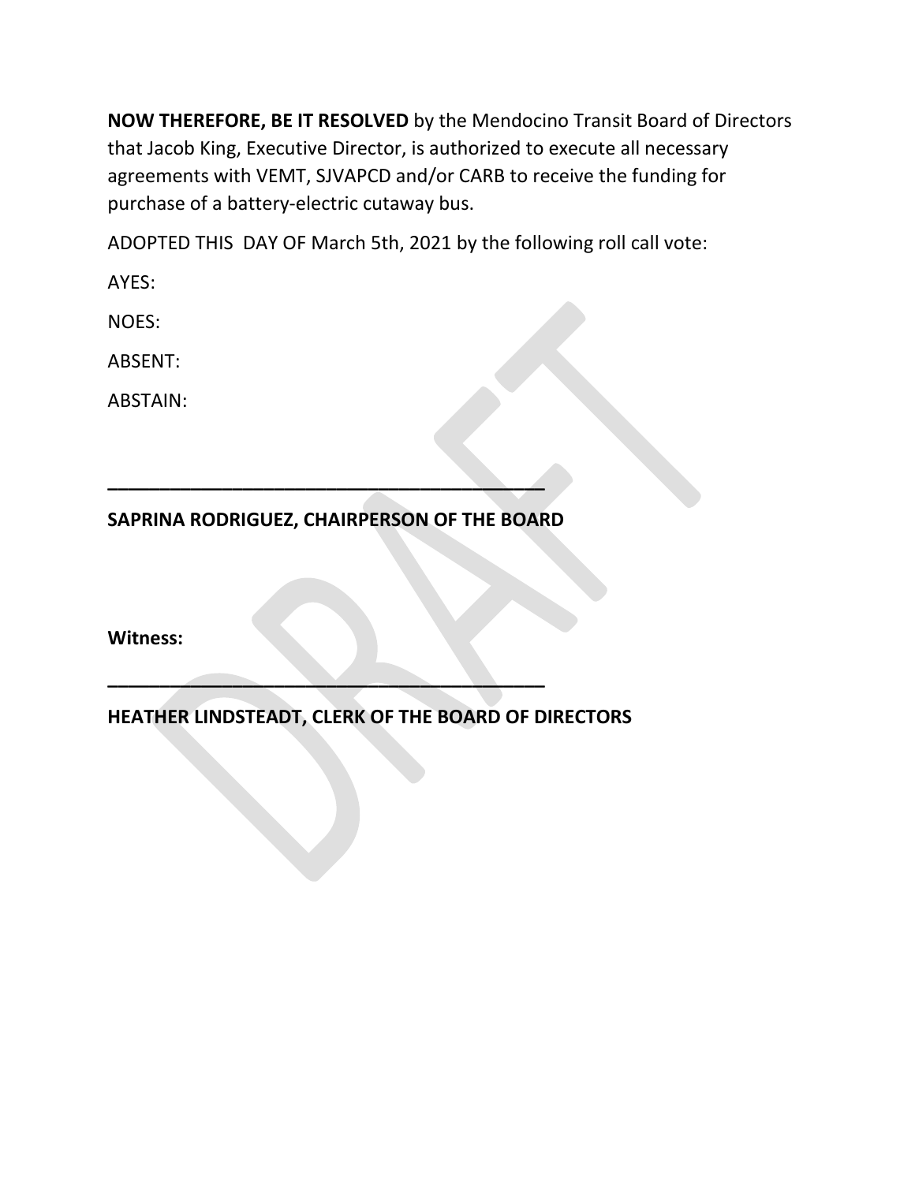**NOW THEREFORE, BE IT RESOLVED** by the Mendocino Transit Board of Directors that Jacob King, Executive Director, is authorized to execute all necessary agreements with VEMT, SJVAPCD and/or CARB to receive the funding for purchase of a battery-electric cutaway bus.

ADOPTED THIS DAY OF March 5th, 2021 by the following roll call vote:

AYES:

NOES:

ABSENT:

ABSTAIN:

\_\_\_\_\_\_\_\_\_\_\_\_\_\_\_\_\_\_\_\_\_\_\_\_\_\_\_\_\_\_\_\_\_\_\_\_\_\_\_\_\_\_\_\_

**SAPRINA RODRIGUEZ, CHAIRPERSON OF THE BOARD**

**Witness:**

\_\_\_\_\_\_\_\_\_\_\_\_\_\_\_\_\_\_\_\_\_\_\_\_\_\_\_\_\_\_\_\_\_\_\_\_\_\_\_\_\_\_\_\_

**HEATHER LINDSTEADT, CLERK OF THE BOARD OF DIRECTORS**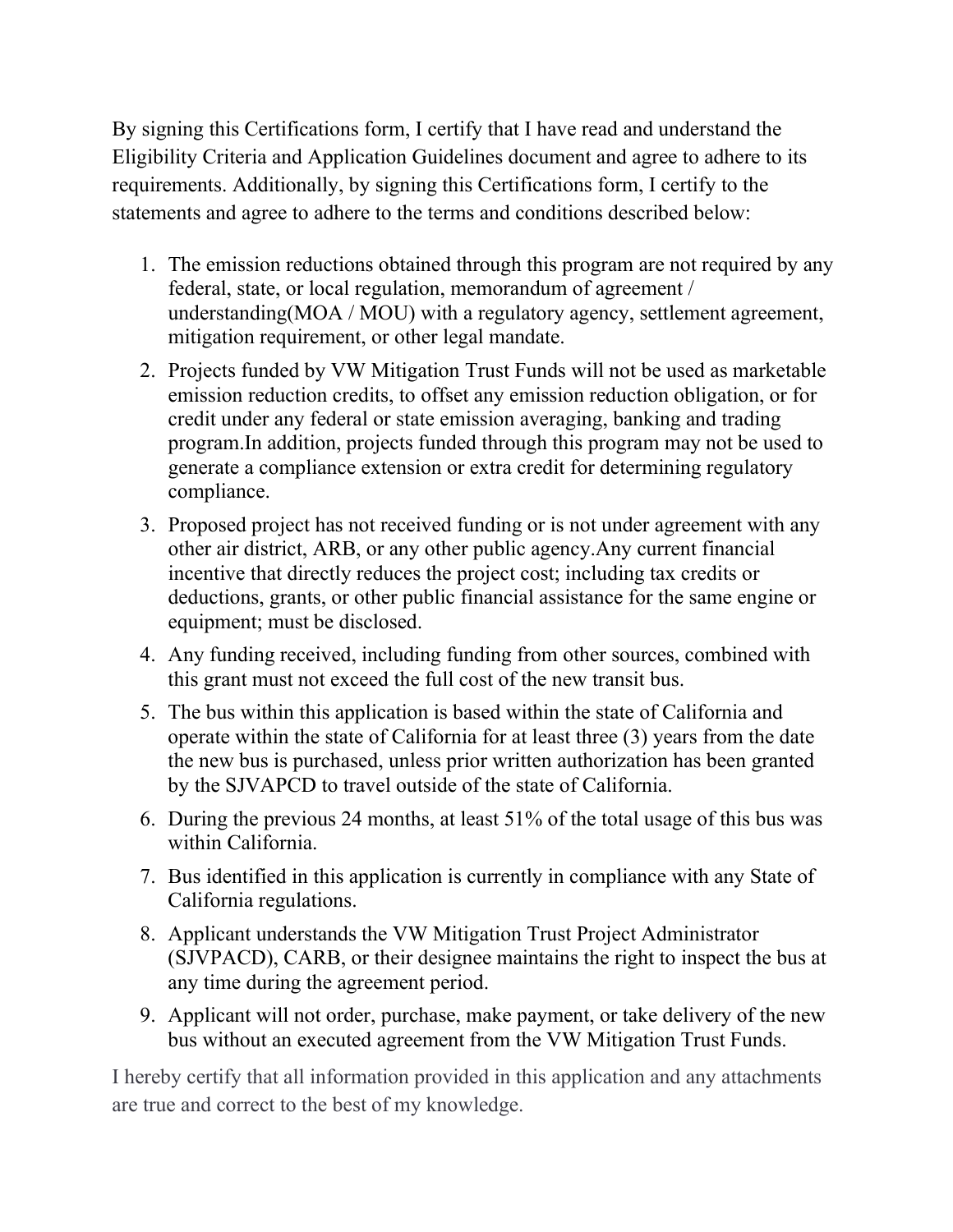By signing this Certifications form, I certify that I have read and understand the Eligibility Criteria and Application Guidelines document and agree to adhere to its requirements. Additionally, by signing this Certifications form, I certify to the statements and agree to adhere to the terms and conditions described below:

1. The emission reductions obtained through this program are not required by any federal, state, or local regulation, memorandum of agreement / understanding(MOA / MOU) with a regulatory agency, settlement agreement, mitigation requirement, or other legal mandate.
2. Projects funded by VW Mitigation Trust Funds will not be used as marketable emission reduction credits, to offset any emission reduction obligation, or for credit under any federal or state emission averaging, banking and trading program.In addition, projects funded through this program may not be used to generate a compliance extension or extra credit for determining regulatory compliance.
3. Proposed project has not received funding or is not under agreement with any other air district, ARB, or any other public agency.Any current financial incentive that directly reduces the project cost; including tax credits or deductions, grants, or other public financial assistance for the same engine or equipment; must be disclosed.
4. Any funding received, including funding from other sources, combined with this grant must not exceed the full cost of the new transit bus.
5. The bus within this application is based within the state of California and operate within the state of California for at least three (3) years from the date the new bus is purchased, unless prior written authorization has been granted by the SJVAPCD to travel outside of the state of California.
6. During the previous 24 months, at least 51% of the total usage of this bus was within California.
7. Bus identified in this application is currently in compliance with any State of California regulations.
8. Applicant understands the VW Mitigation Trust Project Administrator (SJVPACD), CARB, or their designee maintains the right to inspect the bus at any time during the agreement period.
9. Applicant will not order, purchase, make payment, or take delivery of the new bus without an executed agreement from the VW Mitigation Trust Funds.

I hereby certify that all information provided in this application and any attachments are true and correct to the best of my knowledge.